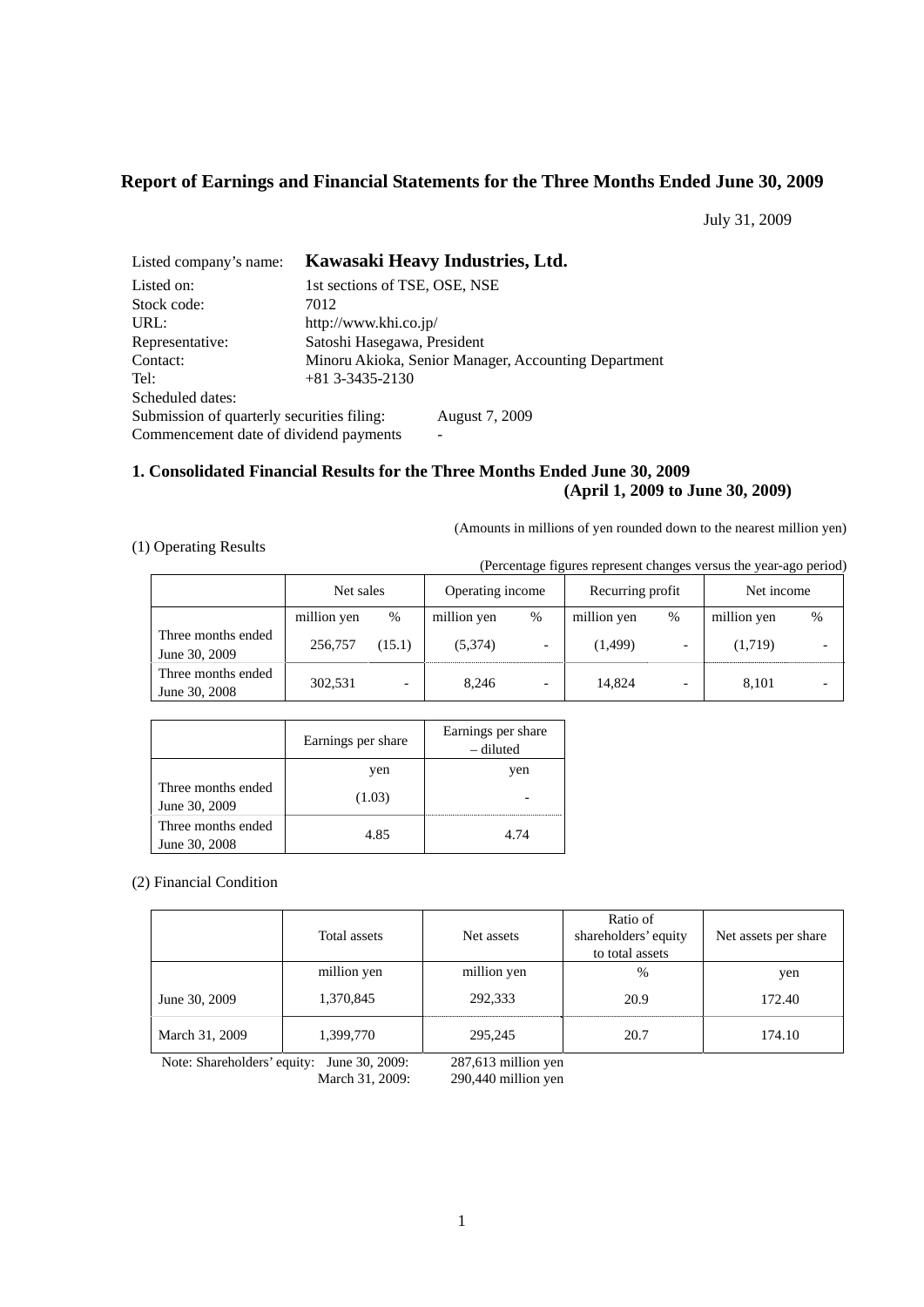# Report of Earnings and Financial Statements for the Three Months Ended June 30, 2009

July 31, 2009

Listed company's name: **Kawasaki Heavy Industries, Ltd.**

Listed on: 1st sections of TSE, OSE, NSE
Stock code: 7012
URL: http://www.khi.co.jp/
Representative: Satoshi Hasegawa, President
Contact: Minoru Akioka, Senior Manager, Accounting Department
Tel: +81 3-3435-2130
Scheduled dates:
Submission of quarterly securities filing: August 7, 2009
Commencement date of dividend payments -

## 1. Consolidated Financial Results for the Three Months Ended June 30, 2009 (April 1, 2009 to June 30, 2009)

(Amounts in millions of yen rounded down to the nearest million yen)

(1) Operating Results

(Percentage figures represent changes versus the year-ago period)

| | Net sales | | Operating income | | Recurring profit | | Net income | |
|---|---|---|---|---|---|---|---|---|
| | million yen | % | million yen | % | million yen | % | million yen | % |
| Three months ended June 30, 2009 | 256,757 | (15.1) | (5,374) | - | (1,499) | - | (1,719) | - |
| Three months ended June 30, 2008 | 302,531 | - | 8,246 | - | 14,824 | - | 8,101 | - |

| | Earnings per share | Earnings per share – diluted |
|---|---|---|
| | yen | yen |
| Three months ended June 30, 2009 | (1.03) | - |
| Three months ended June 30, 2008 | 4.85 | 4.74 |

(2) Financial Condition

| | Total assets | Net assets | Ratio of shareholders' equity to total assets | Net assets per share |
|---|---|---|---|---|
| | million yen | million yen | % | yen |
| June 30, 2009 | 1,370,845 | 292,333 | 20.9 | 172.40 |
| March 31, 2009 | 1,399,770 | 295,245 | 20.7 | 174.10 |

Note: Shareholders' equity: June 30, 2009: 287,613 million yen
March 31, 2009: 290,440 million yen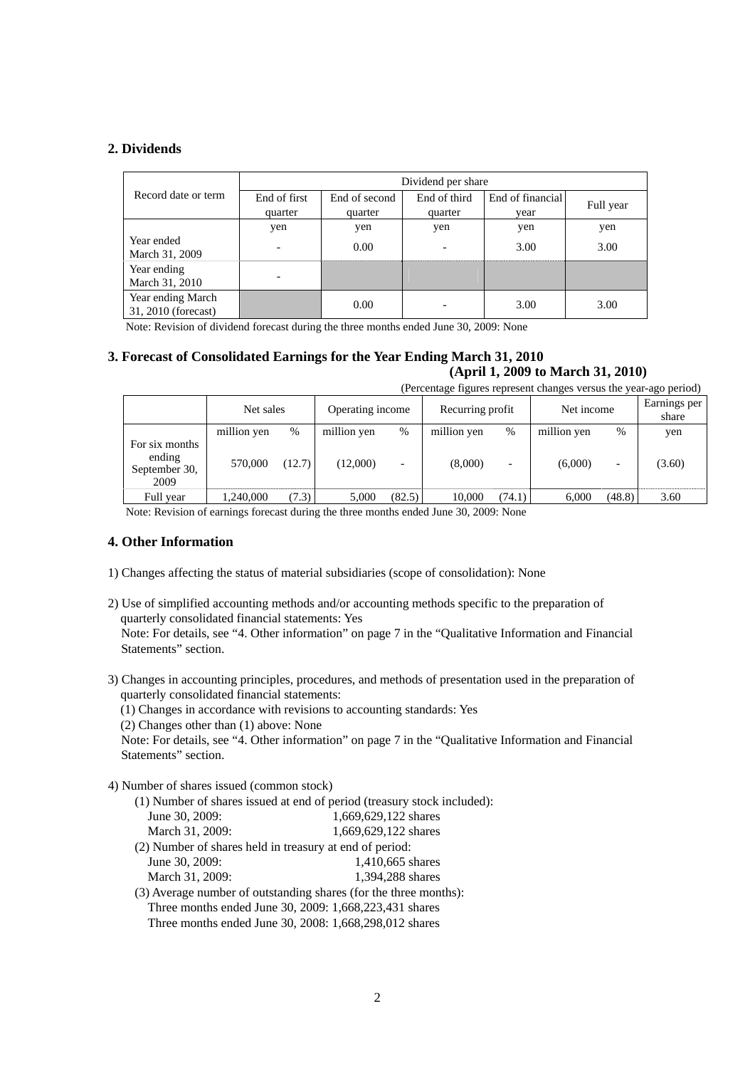## 2. Dividends

| Record date or term | Dividend per share | | | | |
|---|---|---|---|---|---|
| | End of first quarter | End of second quarter | End of third quarter | End of financial year | Full year |
| | yen | yen | yen | yen | yen |
| Year ended March 31, 2009 | - | 0.00 | - | 3.00 | 3.00 |
| Year ending March 31, 2010 | - | | | | |
| Year ending March 31, 2010 (forecast) | | 0.00 | - | 3.00 | 3.00 |

Note: Revision of dividend forecast during the three months ended June 30, 2009: None

## 3. Forecast of Consolidated Earnings for the Year Ending March 31, 2010

**(April 1, 2009 to March 31, 2010)**

(Percentage figures represent changes versus the year-ago period)

| | Net sales | | Operating income | | Recurring profit | | Net income | | Earnings per share |
|---|---|---|---|---|---|---|---|---|---|
| | million yen | % | million yen | % | million yen | % | million yen | % | yen |
| For six months ending September 30, 2009 | 570,000 | (12.7) | (12,000) | - | (8,000) | - | (6,000) | - | (3.60) |
| Full year | 1,240,000 | (7.3) | 5,000 | (82.5) | 10,000 | (74.1) | 6,000 | (48.8) | 3.60 |

Note: Revision of earnings forecast during the three months ended June 30, 2009: None

## 4. Other Information

1) Changes affecting the status of material subsidiaries (scope of consolidation): None

2) Use of simplified accounting methods and/or accounting methods specific to the preparation of quarterly consolidated financial statements: Yes
Note: For details, see "4. Other information" on page 7 in the "Qualitative Information and Financial Statements" section.

3) Changes in accounting principles, procedures, and methods of presentation used in the preparation of quarterly consolidated financial statements:
(1) Changes in accordance with revisions to accounting standards: Yes
(2) Changes other than (1) above: None
Note: For details, see "4. Other information" on page 7 in the "Qualitative Information and Financial Statements" section.

4) Number of shares issued (common stock)
(1) Number of shares issued at end of period (treasury stock included):
June 30, 2009: 1,669,629,122 shares
March 31, 2009: 1,669,629,122 shares
(2) Number of shares held in treasury at end of period:
June 30, 2009: 1,410,665 shares
March 31, 2009: 1,394,288 shares
(3) Average number of outstanding shares (for the three months):
Three months ended June 30, 2009: 1,668,223,431 shares
Three months ended June 30, 2008: 1,668,298,012 shares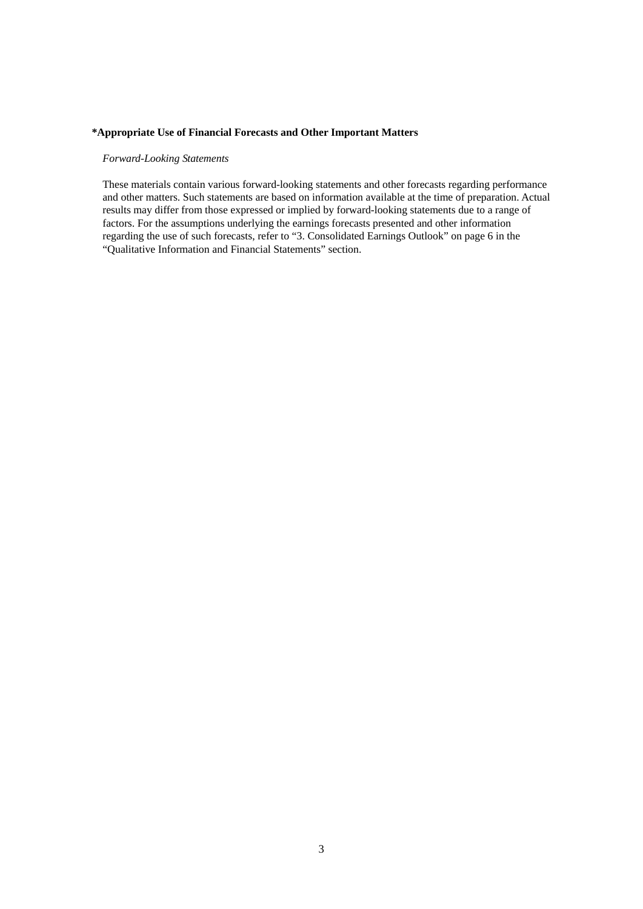**\*Appropriate Use of Financial Forecasts and Other Important Matters**

*Forward-Looking Statements*

These materials contain various forward-looking statements and other forecasts regarding performance and other matters. Such statements are based on information available at the time of preparation. Actual results may differ from those expressed or implied by forward-looking statements due to a range of factors. For the assumptions underlying the earnings forecasts presented and other information regarding the use of such forecasts, refer to "3. Consolidated Earnings Outlook" on page 6 in the "Qualitative Information and Financial Statements" section.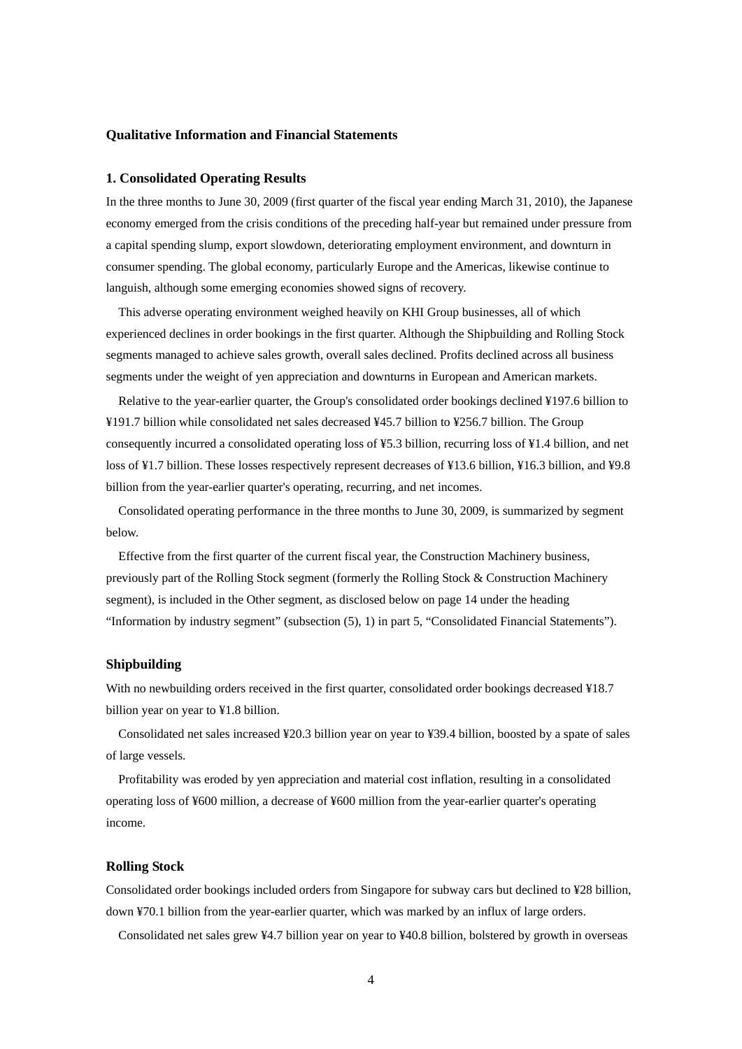## Qualitative Information and Financial Statements

### 1. Consolidated Operating Results

In the three months to June 30, 2009 (first quarter of the fiscal year ending March 31, 2010), the Japanese economy emerged from the crisis conditions of the preceding half-year but remained under pressure from a capital spending slump, export slowdown, deteriorating employment environment, and downturn in consumer spending. The global economy, particularly Europe and the Americas, likewise continue to languish, although some emerging economies showed signs of recovery.

This adverse operating environment weighed heavily on KHI Group businesses, all of which experienced declines in order bookings in the first quarter. Although the Shipbuilding and Rolling Stock segments managed to achieve sales growth, overall sales declined. Profits declined across all business segments under the weight of yen appreciation and downturns in European and American markets.

Relative to the year-earlier quarter, the Group's consolidated order bookings declined ¥197.6 billion to ¥191.7 billion while consolidated net sales decreased ¥45.7 billion to ¥256.7 billion. The Group consequently incurred a consolidated operating loss of ¥5.3 billion, recurring loss of ¥1.4 billion, and net loss of ¥1.7 billion. These losses respectively represent decreases of ¥13.6 billion, ¥16.3 billion, and ¥9.8 billion from the year-earlier quarter's operating, recurring, and net incomes.

Consolidated operating performance in the three months to June 30, 2009, is summarized by segment below.

Effective from the first quarter of the current fiscal year, the Construction Machinery business, previously part of the Rolling Stock segment (formerly the Rolling Stock & Construction Machinery segment), is included in the Other segment, as disclosed below on page 14 under the heading "Information by industry segment" (subsection (5), 1) in part 5, "Consolidated Financial Statements").

### Shipbuilding

With no newbuilding orders received in the first quarter, consolidated order bookings decreased ¥18.7 billion year on year to ¥1.8 billion.

Consolidated net sales increased ¥20.3 billion year on year to ¥39.4 billion, boosted by a spate of sales of large vessels.

Profitability was eroded by yen appreciation and material cost inflation, resulting in a consolidated operating loss of ¥600 million, a decrease of ¥600 million from the year-earlier quarter's operating income.

### Rolling Stock

Consolidated order bookings included orders from Singapore for subway cars but declined to ¥28 billion, down ¥70.1 billion from the year-earlier quarter, which was marked by an influx of large orders.

Consolidated net sales grew ¥4.7 billion year on year to ¥40.8 billion, bolstered by growth in overseas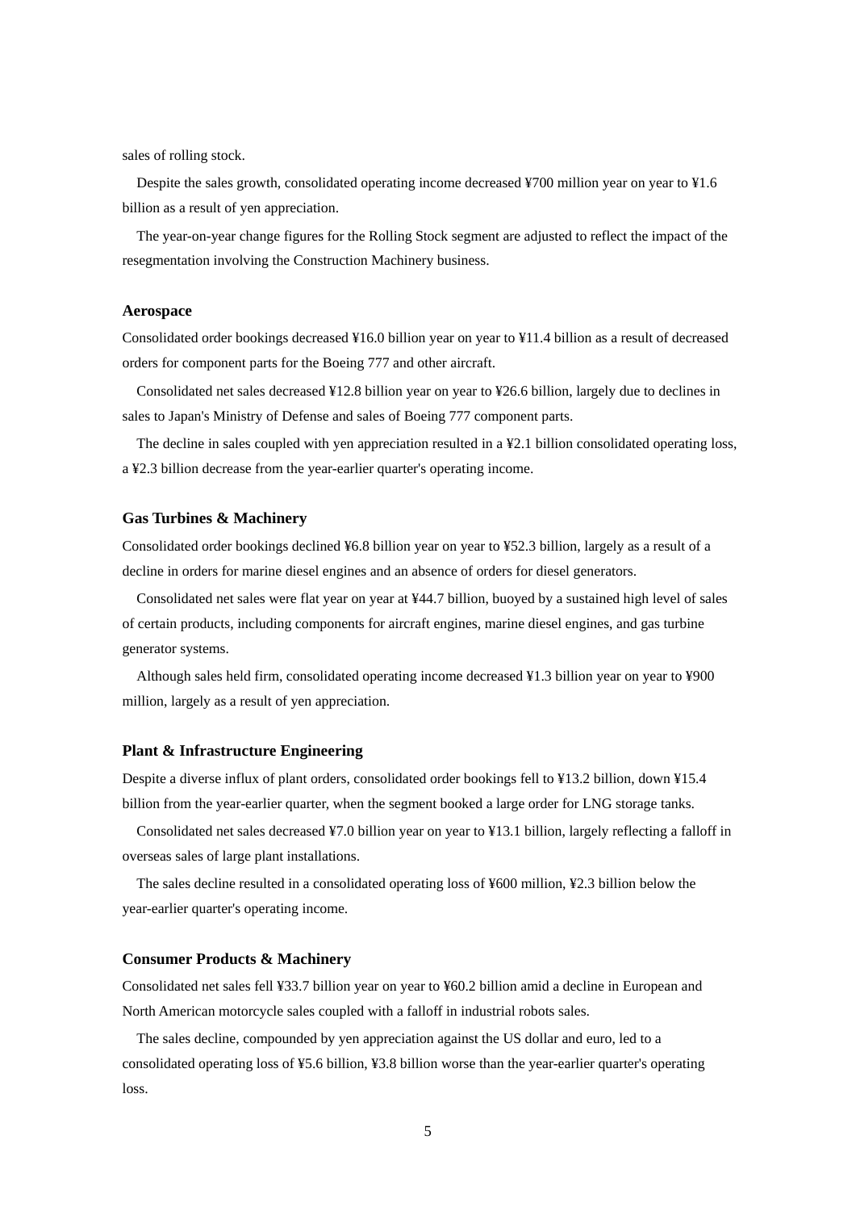sales of rolling stock.

Despite the sales growth, consolidated operating income decreased ¥700 million year on year to ¥1.6 billion as a result of yen appreciation.

The year-on-year change figures for the Rolling Stock segment are adjusted to reflect the impact of the resegmentation involving the Construction Machinery business.

### Aerospace

Consolidated order bookings decreased ¥16.0 billion year on year to ¥11.4 billion as a result of decreased orders for component parts for the Boeing 777 and other aircraft.

Consolidated net sales decreased ¥12.8 billion year on year to ¥26.6 billion, largely due to declines in sales to Japan's Ministry of Defense and sales of Boeing 777 component parts.

The decline in sales coupled with yen appreciation resulted in a ¥2.1 billion consolidated operating loss, a ¥2.3 billion decrease from the year-earlier quarter's operating income.

### Gas Turbines & Machinery

Consolidated order bookings declined ¥6.8 billion year on year to ¥52.3 billion, largely as a result of a decline in orders for marine diesel engines and an absence of orders for diesel generators.

Consolidated net sales were flat year on year at ¥44.7 billion, buoyed by a sustained high level of sales of certain products, including components for aircraft engines, marine diesel engines, and gas turbine generator systems.

Although sales held firm, consolidated operating income decreased ¥1.3 billion year on year to ¥900 million, largely as a result of yen appreciation.

### Plant & Infrastructure Engineering

Despite a diverse influx of plant orders, consolidated order bookings fell to ¥13.2 billion, down ¥15.4 billion from the year-earlier quarter, when the segment booked a large order for LNG storage tanks.

Consolidated net sales decreased ¥7.0 billion year on year to ¥13.1 billion, largely reflecting a falloff in overseas sales of large plant installations.

The sales decline resulted in a consolidated operating loss of ¥600 million, ¥2.3 billion below the year-earlier quarter's operating income.

### Consumer Products & Machinery

Consolidated net sales fell ¥33.7 billion year on year to ¥60.2 billion amid a decline in European and North American motorcycle sales coupled with a falloff in industrial robots sales.

The sales decline, compounded by yen appreciation against the US dollar and euro, led to a consolidated operating loss of ¥5.6 billion, ¥3.8 billion worse than the year-earlier quarter's operating loss.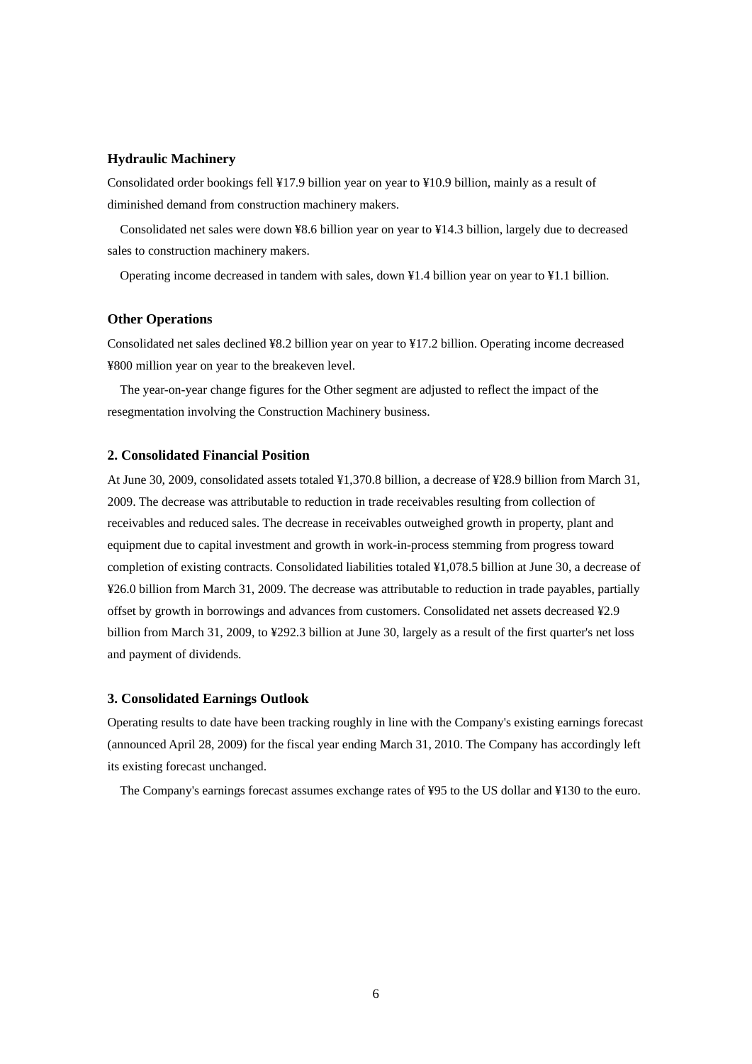### Hydraulic Machinery

Consolidated order bookings fell ¥17.9 billion year on year to ¥10.9 billion, mainly as a result of diminished demand from construction machinery makers.

Consolidated net sales were down ¥8.6 billion year on year to ¥14.3 billion, largely due to decreased sales to construction machinery makers.

Operating income decreased in tandem with sales, down ¥1.4 billion year on year to ¥1.1 billion.

### Other Operations

Consolidated net sales declined ¥8.2 billion year on year to ¥17.2 billion. Operating income decreased ¥800 million year on year to the breakeven level.

The year-on-year change figures for the Other segment are adjusted to reflect the impact of the resegmentation involving the Construction Machinery business.

## 2. Consolidated Financial Position

At June 30, 2009, consolidated assets totaled ¥1,370.8 billion, a decrease of ¥28.9 billion from March 31, 2009. The decrease was attributable to reduction in trade receivables resulting from collection of receivables and reduced sales. The decrease in receivables outweighed growth in property, plant and equipment due to capital investment and growth in work-in-process stemming from progress toward completion of existing contracts. Consolidated liabilities totaled ¥1,078.5 billion at June 30, a decrease of ¥26.0 billion from March 31, 2009. The decrease was attributable to reduction in trade payables, partially offset by growth in borrowings and advances from customers. Consolidated net assets decreased ¥2.9 billion from March 31, 2009, to ¥292.3 billion at June 30, largely as a result of the first quarter's net loss and payment of dividends.

## 3. Consolidated Earnings Outlook

Operating results to date have been tracking roughly in line with the Company's existing earnings forecast (announced April 28, 2009) for the fiscal year ending March 31, 2010. The Company has accordingly left its existing forecast unchanged.

The Company's earnings forecast assumes exchange rates of ¥95 to the US dollar and ¥130 to the euro.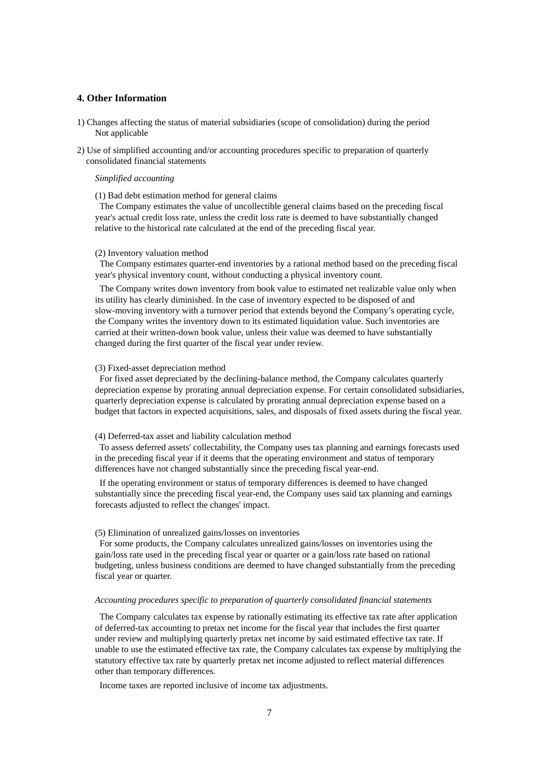## 4. Other Information

1) Changes affecting the status of material subsidiaries (scope of consolidation) during the period
   Not applicable

2) Use of simplified accounting and/or accounting procedures specific to preparation of quarterly consolidated financial statements

*Simplified accounting*

(1) Bad debt estimation method for general claims

The Company estimates the value of uncollectible general claims based on the preceding fiscal year's actual credit loss rate, unless the credit loss rate is deemed to have substantially changed relative to the historical rate calculated at the end of the preceding fiscal year.

(2) Inventory valuation method

The Company estimates quarter-end inventories by a rational method based on the preceding fiscal year's physical inventory count, without conducting a physical inventory count.

The Company writes down inventory from book value to estimated net realizable value only when its utility has clearly diminished. In the case of inventory expected to be disposed of and slow-moving inventory with a turnover period that extends beyond the Company's operating cycle, the Company writes the inventory down to its estimated liquidation value. Such inventories are carried at their written-down book value, unless their value was deemed to have substantially changed during the first quarter of the fiscal year under review.

(3) Fixed-asset depreciation method

For fixed asset depreciated by the declining-balance method, the Company calculates quarterly depreciation expense by prorating annual depreciation expense. For certain consolidated subsidiaries, quarterly depreciation expense is calculated by prorating annual depreciation expense based on a budget that factors in expected acquisitions, sales, and disposals of fixed assets during the fiscal year.

(4) Deferred-tax asset and liability calculation method

To assess deferred assets' collectability, the Company uses tax planning and earnings forecasts used in the preceding fiscal year if it deems that the operating environment and status of temporary differences have not changed substantially since the preceding fiscal year-end.

If the operating environment or status of temporary differences is deemed to have changed substantially since the preceding fiscal year-end, the Company uses said tax planning and earnings forecasts adjusted to reflect the changes' impact.

(5) Elimination of unrealized gains/losses on inventories

For some products, the Company calculates unrealized gains/losses on inventories using the gain/loss rate used in the preceding fiscal year or quarter or a gain/loss rate based on rational budgeting, unless business conditions are deemed to have changed substantially from the preceding fiscal year or quarter.

*Accounting procedures specific to preparation of quarterly consolidated financial statements*

The Company calculates tax expense by rationally estimating its effective tax rate after application of deferred-tax accounting to pretax net income for the fiscal year that includes the first quarter under review and multiplying quarterly pretax net income by said estimated effective tax rate. If unable to use the estimated effective tax rate, the Company calculates tax expense by multiplying the statutory effective tax rate by quarterly pretax net income adjusted to reflect material differences other than temporary differences.

Income taxes are reported inclusive of income tax adjustments.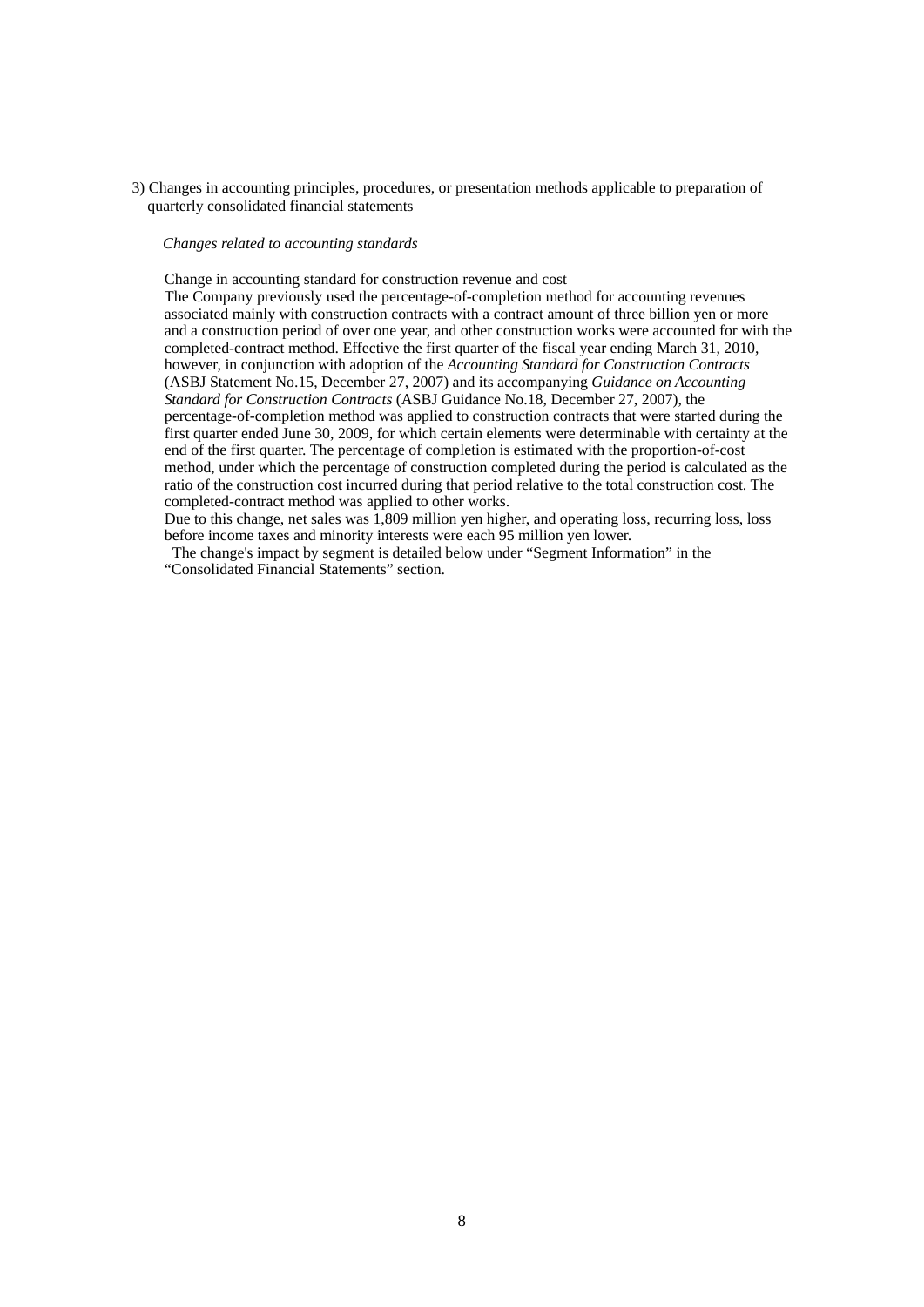3) Changes in accounting principles, procedures, or presentation methods applicable to preparation of quarterly consolidated financial statements

*Changes related to accounting standards*

Change in accounting standard for construction revenue and cost

The Company previously used the percentage-of-completion method for accounting revenues associated mainly with construction contracts with a contract amount of three billion yen or more and a construction period of over one year, and other construction works were accounted for with the completed-contract method. Effective the first quarter of the fiscal year ending March 31, 2010, however, in conjunction with adoption of the *Accounting Standard for Construction Contracts* (ASBJ Statement No.15, December 27, 2007) and its accompanying *Guidance on Accounting Standard for Construction Contracts* (ASBJ Guidance No.18, December 27, 2007), the percentage-of-completion method was applied to construction contracts that were started during the first quarter ended June 30, 2009, for which certain elements were determinable with certainty at the end of the first quarter. The percentage of completion is estimated with the proportion-of-cost method, under which the percentage of construction completed during the period is calculated as the ratio of the construction cost incurred during that period relative to the total construction cost. The completed-contract method was applied to other works.

Due to this change, net sales was 1,809 million yen higher, and operating loss, recurring loss, loss before income taxes and minority interests were each 95 million yen lower.

The change's impact by segment is detailed below under “Segment Information” in the “Consolidated Financial Statements” section.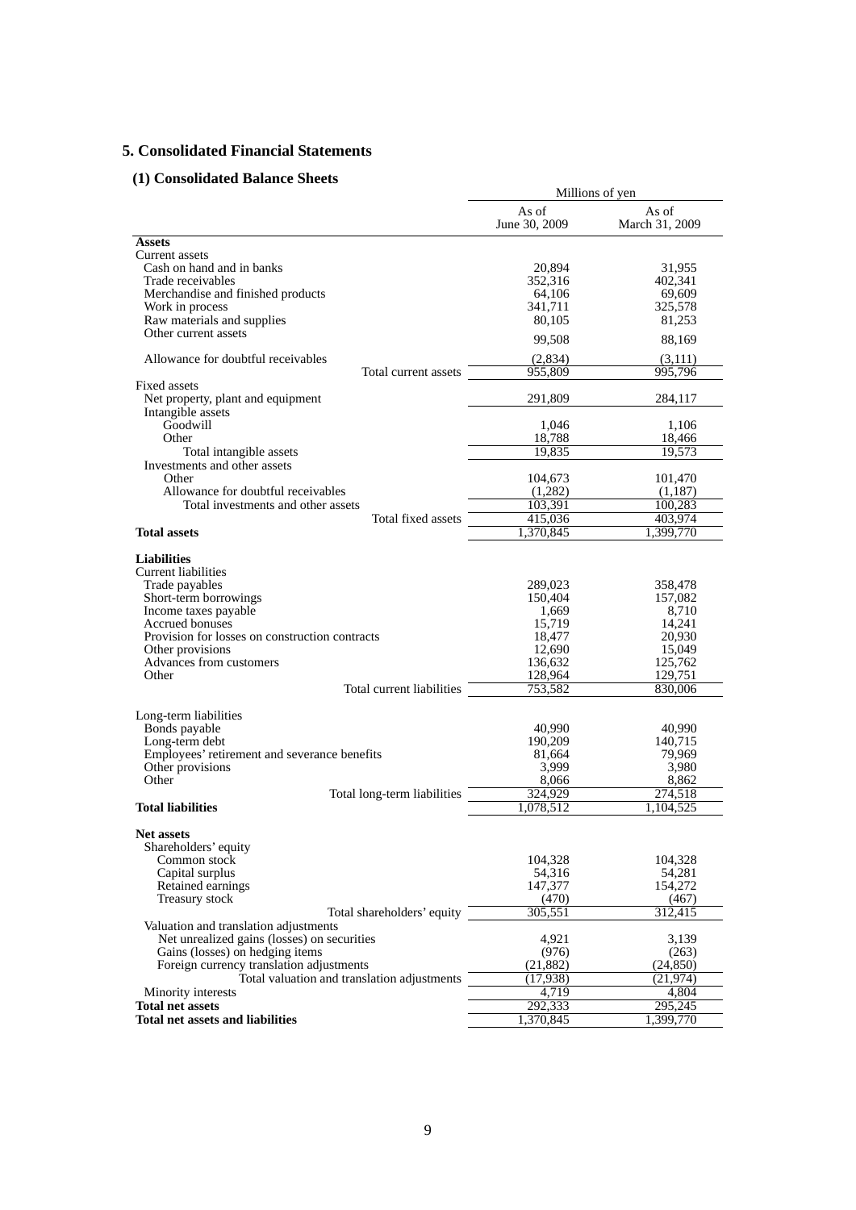## 5. Consolidated Financial Statements

### (1) Consolidated Balance Sheets

| | Millions of yen | |
|---|---|---|
| | As of June 30, 2009 | As of March 31, 2009 |
| **Assets** | | |
| Current assets | | |
| Cash on hand and in banks | 20,894 | 31,955 |
| Trade receivables | 352,316 | 402,341 |
| Merchandise and finished products | 64,106 | 69,609 |
| Work in process | 341,711 | 325,578 |
| Raw materials and supplies | 80,105 | 81,253 |
| Other current assets | 99,508 | 88,169 |
| Allowance for doubtful receivables | (2,834) | (3,111) |
| Total current assets | 955,809 | 995,796 |
| Fixed assets | | |
| Net property, plant and equipment | 291,809 | 284,117 |
| Intangible assets | | |
| Goodwill | 1,046 | 1,106 |
| Other | 18,788 | 18,466 |
| Total intangible assets | 19,835 | 19,573 |
| Investments and other assets | | |
| Other | 104,673 | 101,470 |
| Allowance for doubtful receivables | (1,282) | (1,187) |
| Total investments and other assets | 103,391 | 100,283 |
| Total fixed assets | 415,036 | 403,974 |
| **Total assets** | 1,370,845 | 1,399,770 |
| **Liabilities** | | |
| Current liabilities | | |
| Trade payables | 289,023 | 358,478 |
| Short-term borrowings | 150,404 | 157,082 |
| Income taxes payable | 1,669 | 8,710 |
| Accrued bonuses | 15,719 | 14,241 |
| Provision for losses on construction contracts | 18,477 | 20,930 |
| Other provisions | 12,690 | 15,049 |
| Advances from customers | 136,632 | 125,762 |
| Other | 128,964 | 129,751 |
| Total current liabilities | 753,582 | 830,006 |
| Long-term liabilities | | |
| Bonds payable | 40,990 | 40,990 |
| Long-term debt | 190,209 | 140,715 |
| Employees' retirement and severance benefits | 81,664 | 79,969 |
| Other provisions | 3,999 | 3,980 |
| Other | 8,066 | 8,862 |
| Total long-term liabilities | 324,929 | 274,518 |
| **Total liabilities** | 1,078,512 | 1,104,525 |
| **Net assets** | | |
| Shareholders' equity | | |
| Common stock | 104,328 | 104,328 |
| Capital surplus | 54,316 | 54,281 |
| Retained earnings | 147,377 | 154,272 |
| Treasury stock | (470) | (467) |
| Total shareholders' equity | 305,551 | 312,415 |
| Valuation and translation adjustments | | |
| Net unrealized gains (losses) on securities | 4,921 | 3,139 |
| Gains (losses) on hedging items | (976) | (263) |
| Foreign currency translation adjustments | (21,882) | (24,850) |
| Total valuation and translation adjustments | (17,938) | (21,974) |
| Minority interests | 4,719 | 4,804 |
| **Total net assets** | 292,333 | 295,245 |
| **Total net assets and liabilities** | 1,370,845 | 1,399,770 |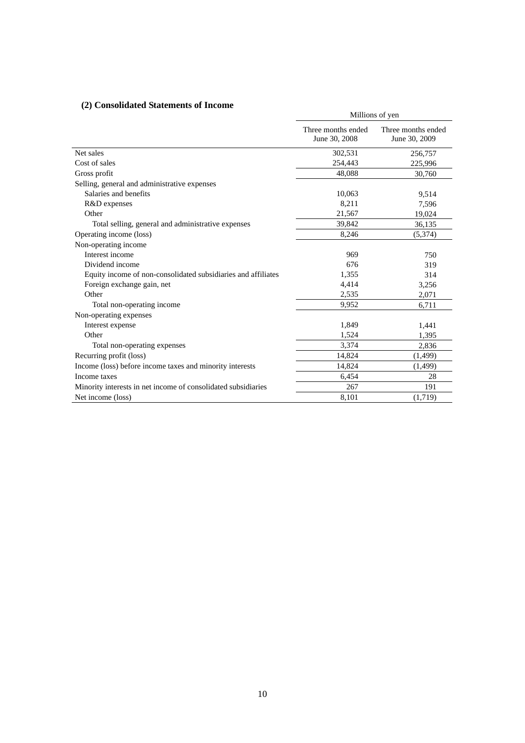### (2) Consolidated Statements of Income

| | Millions of yen | |
|---|---|---|
| | Three months ended June 30, 2008 | Three months ended June 30, 2009 |
| Net sales | 302,531 | 256,757 |
| Cost of sales | 254,443 | 225,996 |
| Gross profit | 48,088 | 30,760 |
| Selling, general and administrative expenses | | |
| Salaries and benefits | 10,063 | 9,514 |
| R&D expenses | 8,211 | 7,596 |
| Other | 21,567 | 19,024 |
| Total selling, general and administrative expenses | 39,842 | 36,135 |
| Operating income (loss) | 8,246 | (5,374) |
| Non-operating income | | |
| Interest income | 969 | 750 |
| Dividend income | 676 | 319 |
| Equity income of non-consolidated subsidiaries and affiliates | 1,355 | 314 |
| Foreign exchange gain, net | 4,414 | 3,256 |
| Other | 2,535 | 2,071 |
| Total non-operating income | 9,952 | 6,711 |
| Non-operating expenses | | |
| Interest expense | 1,849 | 1,441 |
| Other | 1,524 | 1,395 |
| Total non-operating expenses | 3,374 | 2,836 |
| Recurring profit (loss) | 14,824 | (1,499) |
| Income (loss) before income taxes and minority interests | 14,824 | (1,499) |
| Income taxes | 6,454 | 28 |
| Minority interests in net income of consolidated subsidiaries | 267 | 191 |
| Net income (loss) | 8,101 | (1,719) |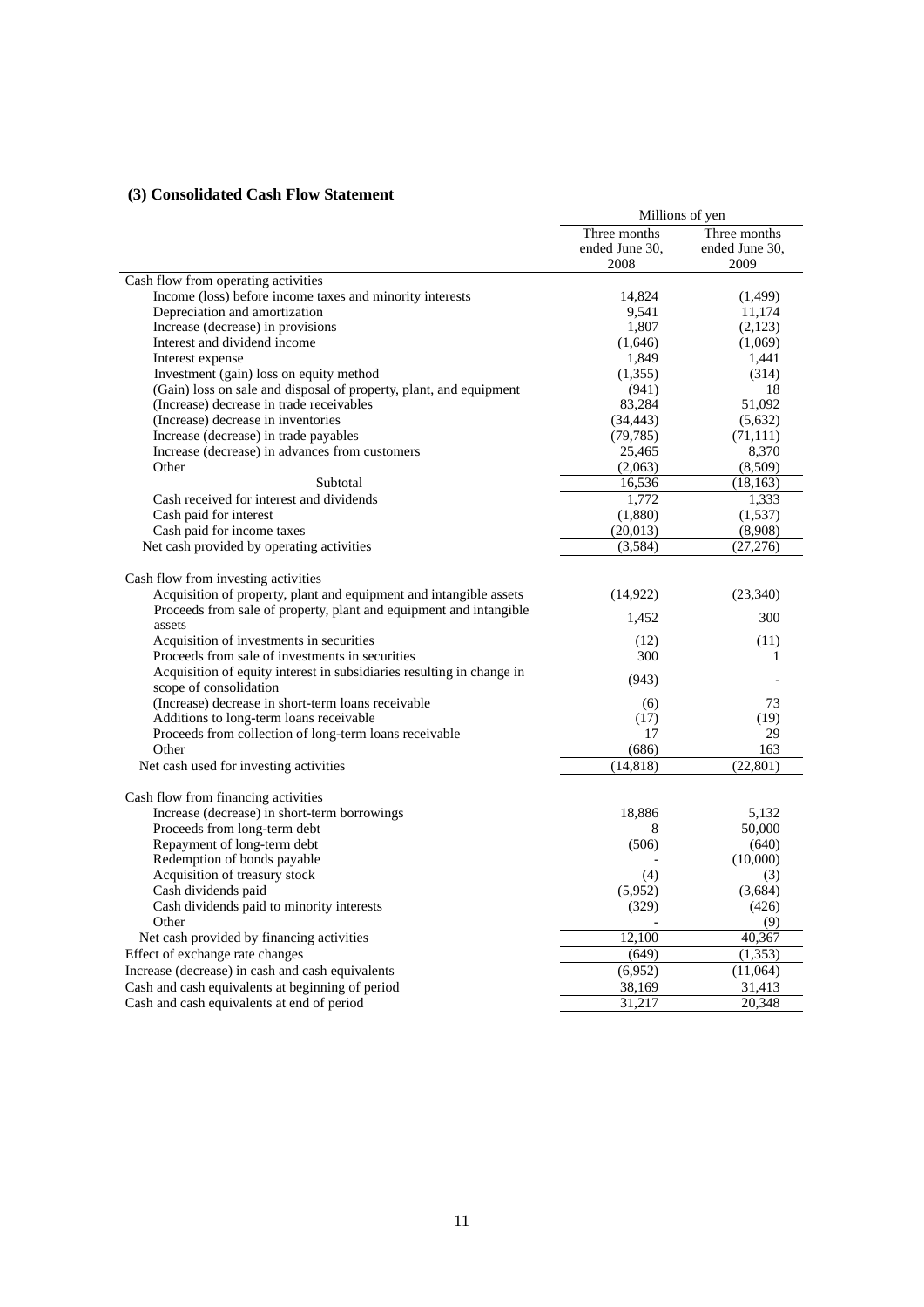### (3) Consolidated Cash Flow Statement

| | Millions of yen | |
|---|---|---|
| | Three months ended June 30, 2008 | Three months ended June 30, 2009 |
| Cash flow from operating activities | | |
| Income (loss) before income taxes and minority interests | 14,824 | (1,499) |
| Depreciation and amortization | 9,541 | 11,174 |
| Increase (decrease) in provisions | 1,807 | (2,123) |
| Interest and dividend income | (1,646) | (1,069) |
| Interest expense | 1,849 | 1,441 |
| Investment (gain) loss on equity method | (1,355) | (314) |
| (Gain) loss on sale and disposal of property, plant, and equipment | (941) | 18 |
| (Increase) decrease in trade receivables | 83,284 | 51,092 |
| (Increase) decrease in inventories | (34,443) | (5,632) |
| Increase (decrease) in trade payables | (79,785) | (71,111) |
| Increase (decrease) in advances from customers | 25,465 | 8,370 |
| Other | (2,063) | (8,509) |
| Subtotal | 16,536 | (18,163) |
| Cash received for interest and dividends | 1,772 | 1,333 |
| Cash paid for interest | (1,880) | (1,537) |
| Cash paid for income taxes | (20,013) | (8,908) |
| Net cash provided by operating activities | (3,584) | (27,276) |
| Cash flow from investing activities | | |
| Acquisition of property, plant and equipment and intangible assets | (14,922) | (23,340) |
| Proceeds from sale of property, plant and equipment and intangible assets | 1,452 | 300 |
| Acquisition of investments in securities | (12) | (11) |
| Proceeds from sale of investments in securities | 300 | 1 |
| Acquisition of equity interest in subsidiaries resulting in change in scope of consolidation | (943) | - |
| (Increase) decrease in short-term loans receivable | (6) | 73 |
| Additions to long-term loans receivable | (17) | (19) |
| Proceeds from collection of long-term loans receivable | 17 | 29 |
| Other | (686) | 163 |
| Net cash used for investing activities | (14,818) | (22,801) |
| Cash flow from financing activities | | |
| Increase (decrease) in short-term borrowings | 18,886 | 5,132 |
| Proceeds from long-term debt | 8 | 50,000 |
| Repayment of long-term debt | (506) | (640) |
| Redemption of bonds payable | - | (10,000) |
| Acquisition of treasury stock | (4) | (3) |
| Cash dividends paid | (5,952) | (3,684) |
| Cash dividends paid to minority interests | (329) | (426) |
| Other | - | (9) |
| Net cash provided by financing activities | 12,100 | 40,367 |
| Effect of exchange rate changes | (649) | (1,353) |
| Increase (decrease) in cash and cash equivalents | (6,952) | (11,064) |
| Cash and cash equivalents at beginning of period | 38,169 | 31,413 |
| Cash and cash equivalents at end of period | 31,217 | 20,348 |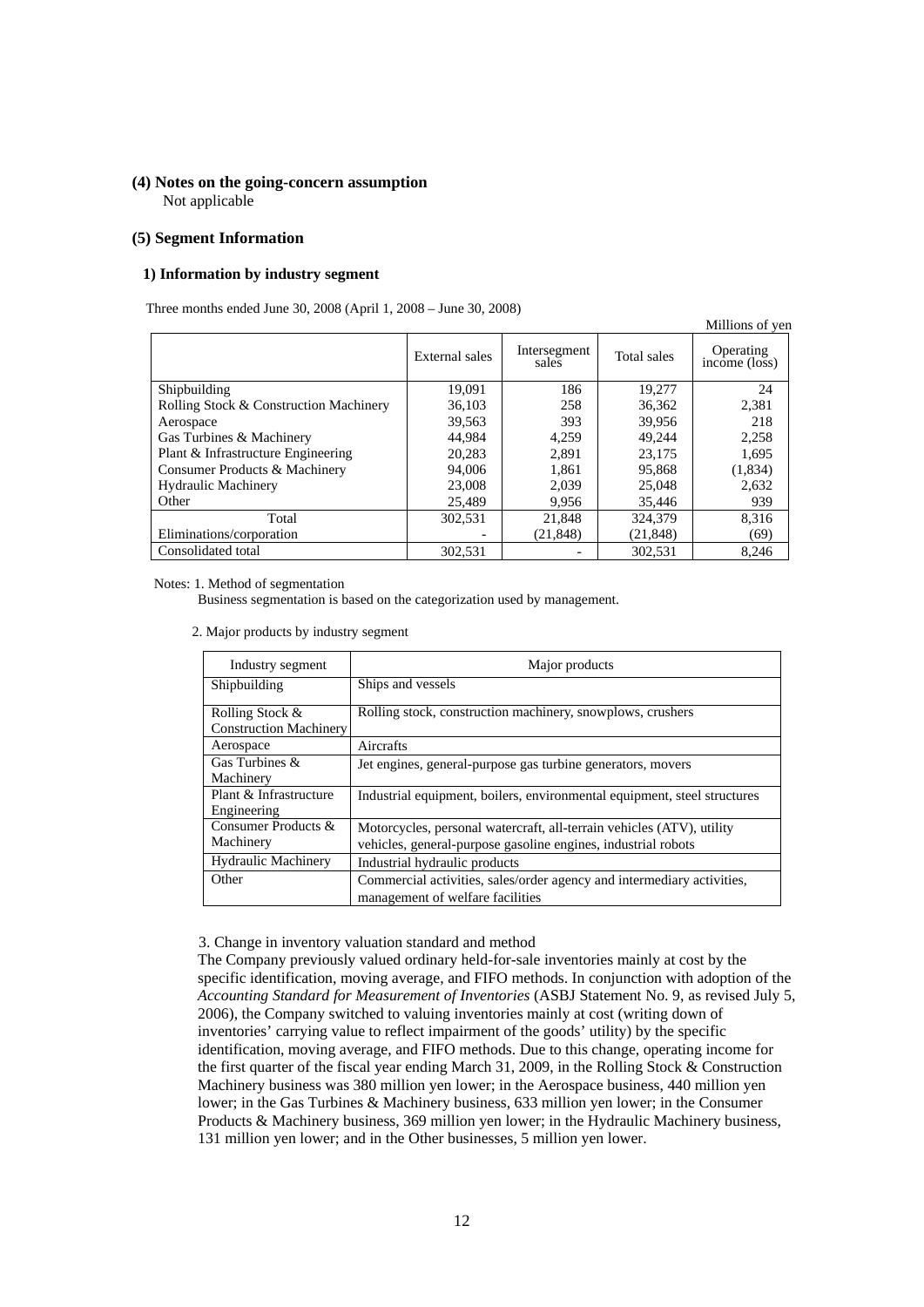### (4) Notes on the going-concern assumption

Not applicable

### (5) Segment Information

#### 1) Information by industry segment

Three months ended June 30, 2008 (April 1, 2008 – June 30, 2008)

Millions of yen

| | External sales | Intersegment sales | Total sales | Operating income (loss) |
|---|---|---|---|---|
| Shipbuilding | 19,091 | 186 | 19,277 | 24 |
| Rolling Stock & Construction Machinery | 36,103 | 258 | 36,362 | 2,381 |
| Aerospace | 39,563 | 393 | 39,956 | 218 |
| Gas Turbines & Machinery | 44,984 | 4,259 | 49,244 | 2,258 |
| Plant & Infrastructure Engineering | 20,283 | 2,891 | 23,175 | 1,695 |
| Consumer Products & Machinery | 94,006 | 1,861 | 95,868 | (1,834) |
| Hydraulic Machinery | 23,008 | 2,039 | 25,048 | 2,632 |
| Other | 25,489 | 9,956 | 35,446 | 939 |
| Total | 302,531 | 21,848 | 324,379 | 8,316 |
| Eliminations/corporation | - | (21,848) | (21,848) | (69) |
| Consolidated total | 302,531 | - | 302,531 | 8,246 |

Notes: 1. Method of segmentation

Business segmentation is based on the categorization used by management.

2. Major products by industry segment

| Industry segment | Major products |
|---|---|
| Shipbuilding | Ships and vessels |
| Rolling Stock & Construction Machinery | Rolling stock, construction machinery, snowplows, crushers |
| Aerospace | Aircrafts |
| Gas Turbines & Machinery | Jet engines, general-purpose gas turbine generators, movers |
| Plant & Infrastructure Engineering | Industrial equipment, boilers, environmental equipment, steel structures |
| Consumer Products & Machinery | Motorcycles, personal watercraft, all-terrain vehicles (ATV), utility vehicles, general-purpose gasoline engines, industrial robots |
| Hydraulic Machinery | Industrial hydraulic products |
| Other | Commercial activities, sales/order agency and intermediary activities, management of welfare facilities |

3. Change in inventory valuation standard and method

The Company previously valued ordinary held-for-sale inventories mainly at cost by the specific identification, moving average, and FIFO methods. In conjunction with adoption of the *Accounting Standard for Measurement of Inventories* (ASBJ Statement No. 9, as revised July 5, 2006), the Company switched to valuing inventories mainly at cost (writing down of inventories' carrying value to reflect impairment of the goods' utility) by the specific identification, moving average, and FIFO methods. Due to this change, operating income for the first quarter of the fiscal year ending March 31, 2009, in the Rolling Stock & Construction Machinery business was 380 million yen lower; in the Aerospace business, 440 million yen lower; in the Gas Turbines & Machinery business, 633 million yen lower; in the Consumer Products & Machinery business, 369 million yen lower; in the Hydraulic Machinery business, 131 million yen lower; and in the Other businesses, 5 million yen lower.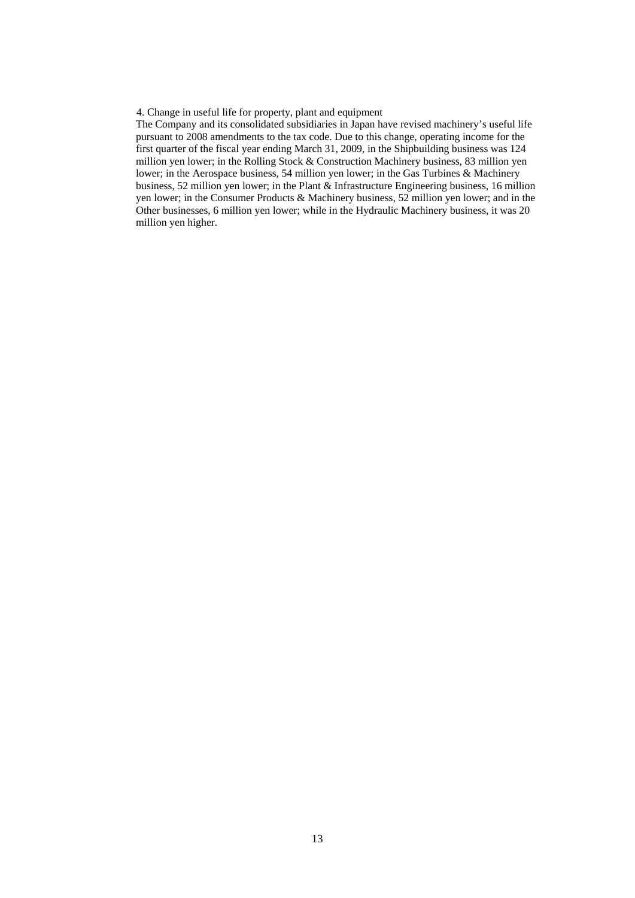4. Change in useful life for property, plant and equipment

The Company and its consolidated subsidiaries in Japan have revised machinery's useful life pursuant to 2008 amendments to the tax code. Due to this change, operating income for the first quarter of the fiscal year ending March 31, 2009, in the Shipbuilding business was 124 million yen lower; in the Rolling Stock & Construction Machinery business, 83 million yen lower; in the Aerospace business, 54 million yen lower; in the Gas Turbines & Machinery business, 52 million yen lower; in the Plant & Infrastructure Engineering business, 16 million yen lower; in the Consumer Products & Machinery business, 52 million yen lower; and in the Other businesses, 6 million yen lower; while in the Hydraulic Machinery business, it was 20 million yen higher.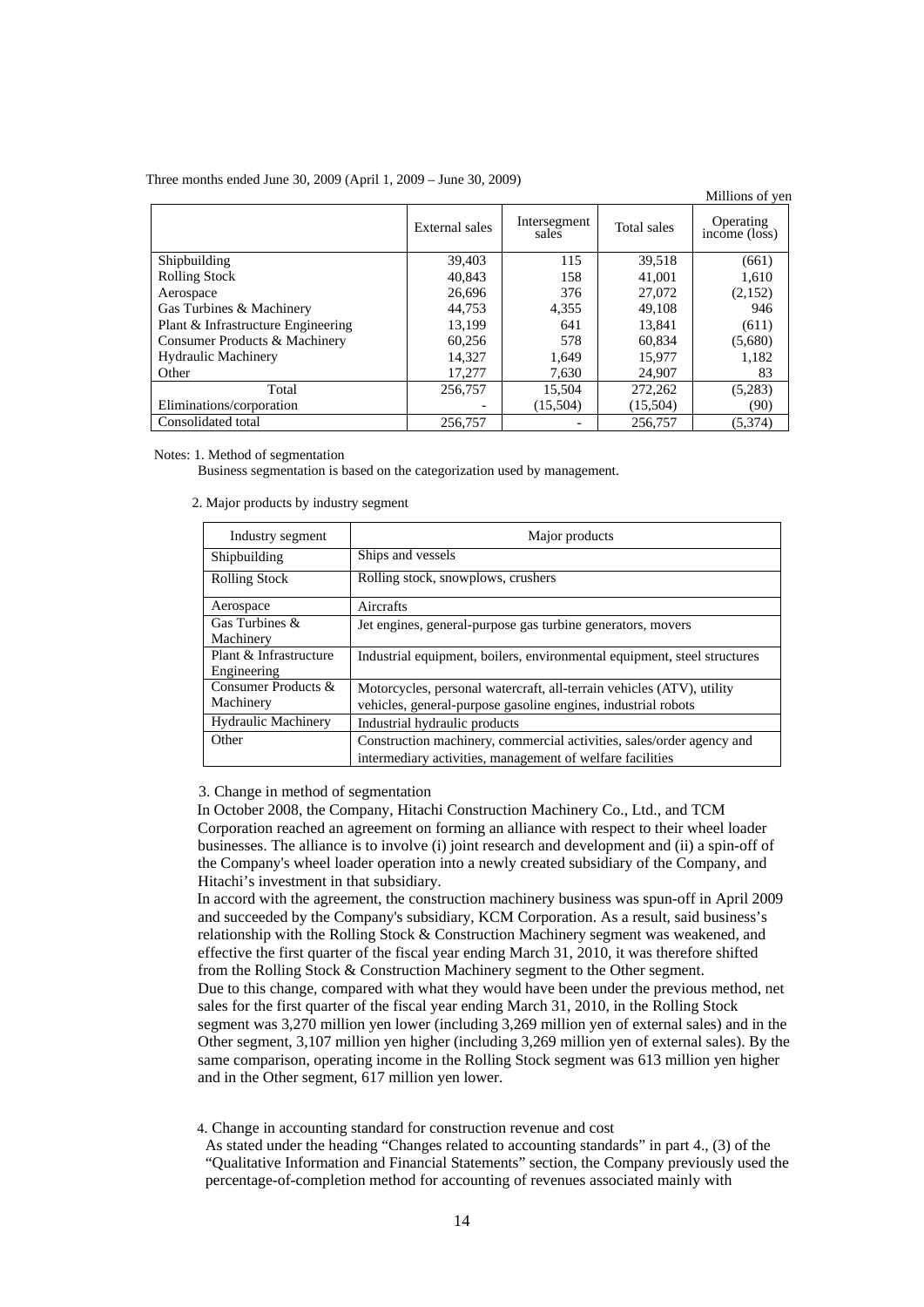Three months ended June 30, 2009 (April 1, 2009 – June 30, 2009)

Millions of yen

| | External sales | Intersegment sales | Total sales | Operating income (loss) |
|---|---|---|---|---|
| Shipbuilding | 39,403 | 115 | 39,518 | (661) |
| Rolling Stock | 40,843 | 158 | 41,001 | 1,610 |
| Aerospace | 26,696 | 376 | 27,072 | (2,152) |
| Gas Turbines & Machinery | 44,753 | 4,355 | 49,108 | 946 |
| Plant & Infrastructure Engineering | 13,199 | 641 | 13,841 | (611) |
| Consumer Products & Machinery | 60,256 | 578 | 60,834 | (5,680) |
| Hydraulic Machinery | 14,327 | 1,649 | 15,977 | 1,182 |
| Other | 17,277 | 7,630 | 24,907 | 83 |
| Total | 256,757 | 15,504 | 272,262 | (5,283) |
| Eliminations/corporation | - | (15,504) | (15,504) | (90) |
| Consolidated total | 256,757 | - | 256,757 | (5,374) |

Notes: 1. Method of segmentation

Business segmentation is based on the categorization used by management.

2. Major products by industry segment

| Industry segment | Major products |
|---|---|
| Shipbuilding | Ships and vessels |
| Rolling Stock | Rolling stock, snowplows, crushers |
| Aerospace | Aircrafts |
| Gas Turbines & Machinery | Jet engines, general-purpose gas turbine generators, movers |
| Plant & Infrastructure Engineering | Industrial equipment, boilers, environmental equipment, steel structures |
| Consumer Products & Machinery | Motorcycles, personal watercraft, all-terrain vehicles (ATV), utility vehicles, general-purpose gasoline engines, industrial robots |
| Hydraulic Machinery | Industrial hydraulic products |
| Other | Construction machinery, commercial activities, sales/order agency and intermediary activities, management of welfare facilities |

3. Change in method of segmentation

In October 2008, the Company, Hitachi Construction Machinery Co., Ltd., and TCM Corporation reached an agreement on forming an alliance with respect to their wheel loader businesses. The alliance is to involve (i) joint research and development and (ii) a spin-off of the Company's wheel loader operation into a newly created subsidiary of the Company, and Hitachi's investment in that subsidiary.

In accord with the agreement, the construction machinery business was spun-off in April 2009 and succeeded by the Company's subsidiary, KCM Corporation. As a result, said business's relationship with the Rolling Stock & Construction Machinery segment was weakened, and effective the first quarter of the fiscal year ending March 31, 2010, it was therefore shifted from the Rolling Stock & Construction Machinery segment to the Other segment.

Due to this change, compared with what they would have been under the previous method, net sales for the first quarter of the fiscal year ending March 31, 2010, in the Rolling Stock segment was 3,270 million yen lower (including 3,269 million yen of external sales) and in the Other segment, 3,107 million yen higher (including 3,269 million yen of external sales). By the same comparison, operating income in the Rolling Stock segment was 613 million yen higher and in the Other segment, 617 million yen lower.

4. Change in accounting standard for construction revenue and cost

As stated under the heading "Changes related to accounting standards" in part 4., (3) of the "Qualitative Information and Financial Statements" section, the Company previously used the percentage-of-completion method for accounting of revenues associated mainly with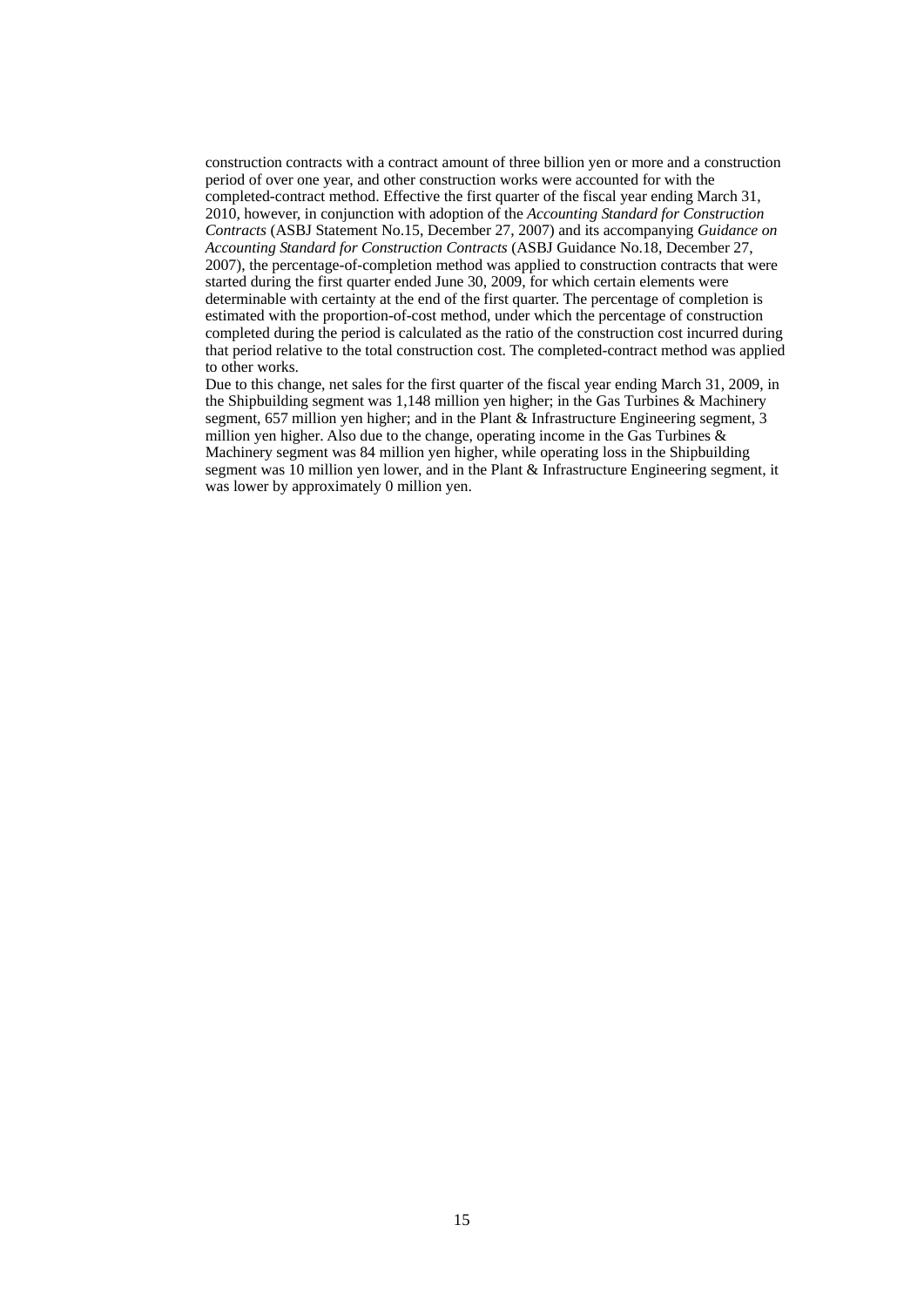construction contracts with a contract amount of three billion yen or more and a construction period of over one year, and other construction works were accounted for with the completed-contract method. Effective the first quarter of the fiscal year ending March 31, 2010, however, in conjunction with adoption of the *Accounting Standard for Construction Contracts* (ASBJ Statement No.15, December 27, 2007) and its accompanying *Guidance on Accounting Standard for Construction Contracts* (ASBJ Guidance No.18, December 27, 2007), the percentage-of-completion method was applied to construction contracts that were started during the first quarter ended June 30, 2009, for which certain elements were determinable with certainty at the end of the first quarter. The percentage of completion is estimated with the proportion-of-cost method, under which the percentage of construction completed during the period is calculated as the ratio of the construction cost incurred during that period relative to the total construction cost. The completed-contract method was applied to other works.

Due to this change, net sales for the first quarter of the fiscal year ending March 31, 2009, in the Shipbuilding segment was 1,148 million yen higher; in the Gas Turbines & Machinery segment, 657 million yen higher; and in the Plant & Infrastructure Engineering segment, 3 million yen higher. Also due to the change, operating income in the Gas Turbines & Machinery segment was 84 million yen higher, while operating loss in the Shipbuilding segment was 10 million yen lower, and in the Plant & Infrastructure Engineering segment, it was lower by approximately 0 million yen.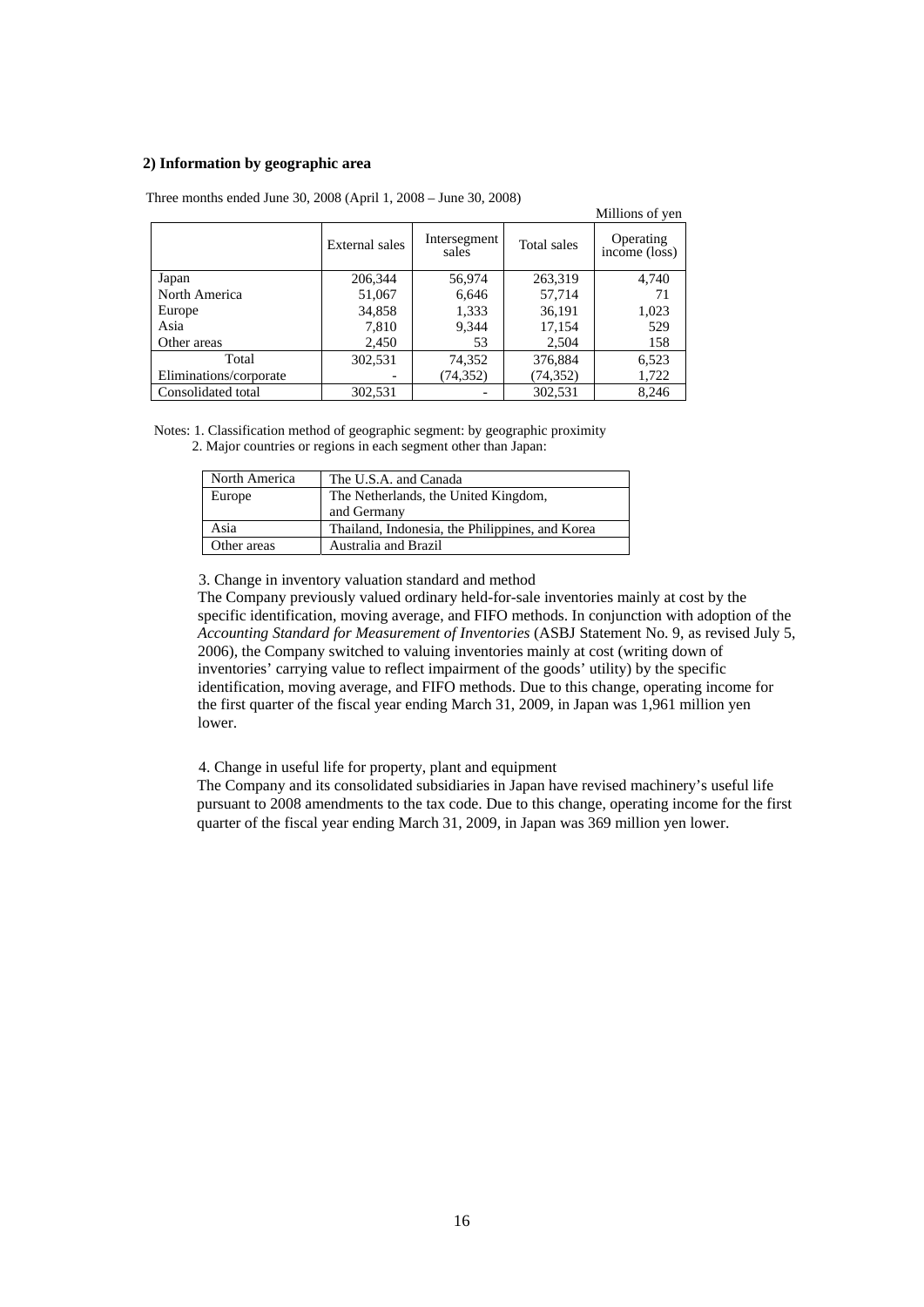**2) Information by geographic area**

Three months ended June 30, 2008 (April 1, 2008 – June 30, 2008)

Millions of yen

| | External sales | Intersegment sales | Total sales | Operating income (loss) |
|---|---|---|---|---|
| Japan | 206,344 | 56,974 | 263,319 | 4,740 |
| North America | 51,067 | 6,646 | 57,714 | 71 |
| Europe | 34,858 | 1,333 | 36,191 | 1,023 |
| Asia | 7,810 | 9,344 | 17,154 | 529 |
| Other areas | 2,450 | 53 | 2,504 | 158 |
| Total | 302,531 | 74,352 | 376,884 | 6,523 |
| Eliminations/corporate | - | (74,352) | (74,352) | 1,722 |
| Consolidated total | 302,531 | - | 302,531 | 8,246 |

Notes: 1. Classification method of geographic segment: by geographic proximity

2. Major countries or regions in each segment other than Japan:

| North America | The U.S.A. and Canada |
|---|---|
| Europe | The Netherlands, the United Kingdom, and Germany |
| Asia | Thailand, Indonesia, the Philippines, and Korea |
| Other areas | Australia and Brazil |

3. Change in inventory valuation standard and method

The Company previously valued ordinary held-for-sale inventories mainly at cost by the specific identification, moving average, and FIFO methods. In conjunction with adoption of the *Accounting Standard for Measurement of Inventories* (ASBJ Statement No. 9, as revised July 5, 2006), the Company switched to valuing inventories mainly at cost (writing down of inventories' carrying value to reflect impairment of the goods' utility) by the specific identification, moving average, and FIFO methods. Due to this change, operating income for the first quarter of the fiscal year ending March 31, 2009, in Japan was 1,961 million yen lower.

4. Change in useful life for property, plant and equipment

The Company and its consolidated subsidiaries in Japan have revised machinery's useful life pursuant to 2008 amendments to the tax code. Due to this change, operating income for the first quarter of the fiscal year ending March 31, 2009, in Japan was 369 million yen lower.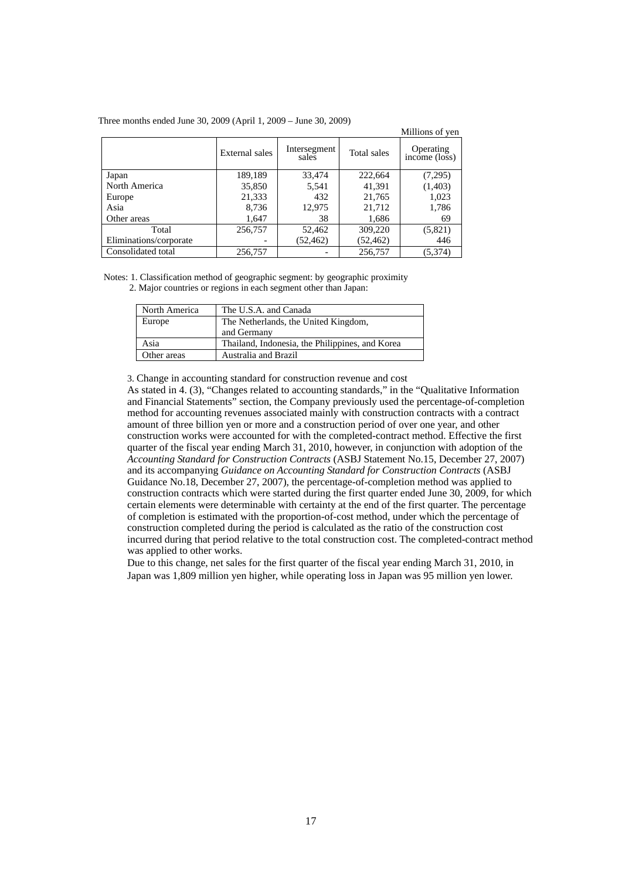Three months ended June 30, 2009 (April 1, 2009 – June 30, 2009)

Millions of yen

| | External sales | Intersegment sales | Total sales | Operating income (loss) |
|---|---|---|---|---|
| Japan | 189,189 | 33,474 | 222,664 | (7,295) |
| North America | 35,850 | 5,541 | 41,391 | (1,403) |
| Europe | 21,333 | 432 | 21,765 | 1,023 |
| Asia | 8,736 | 12,975 | 21,712 | 1,786 |
| Other areas | 1,647 | 38 | 1,686 | 69 |
| Total | 256,757 | 52,462 | 309,220 | (5,821) |
| Eliminations/corporate | - | (52,462) | (52,462) | 446 |
| Consolidated total | 256,757 | - | 256,757 | (5,374) |

Notes: 1. Classification method of geographic segment: by geographic proximity

2. Major countries or regions in each segment other than Japan:

| North America | The U.S.A. and Canada |
|---|---|
| Europe | The Netherlands, the United Kingdom, and Germany |
| Asia | Thailand, Indonesia, the Philippines, and Korea |
| Other areas | Australia and Brazil |

3. Change in accounting standard for construction revenue and cost

As stated in 4. (3), "Changes related to accounting standards," in the "Qualitative Information and Financial Statements" section, the Company previously used the percentage-of-completion method for accounting revenues associated mainly with construction contracts with a contract amount of three billion yen or more and a construction period of over one year, and other construction works were accounted for with the completed-contract method. Effective the first quarter of the fiscal year ending March 31, 2010, however, in conjunction with adoption of the *Accounting Standard for Construction Contracts* (ASBJ Statement No.15, December 27, 2007) and its accompanying *Guidance on Accounting Standard for Construction Contracts* (ASBJ Guidance No.18, December 27, 2007), the percentage-of-completion method was applied to construction contracts which were started during the first quarter ended June 30, 2009, for which certain elements were determinable with certainty at the end of the first quarter. The percentage of completion is estimated with the proportion-of-cost method, under which the percentage of construction completed during the period is calculated as the ratio of the construction cost incurred during that period relative to the total construction cost. The completed-contract method was applied to other works.

Due to this change, net sales for the first quarter of the fiscal year ending March 31, 2010, in Japan was 1,809 million yen higher, while operating loss in Japan was 95 million yen lower.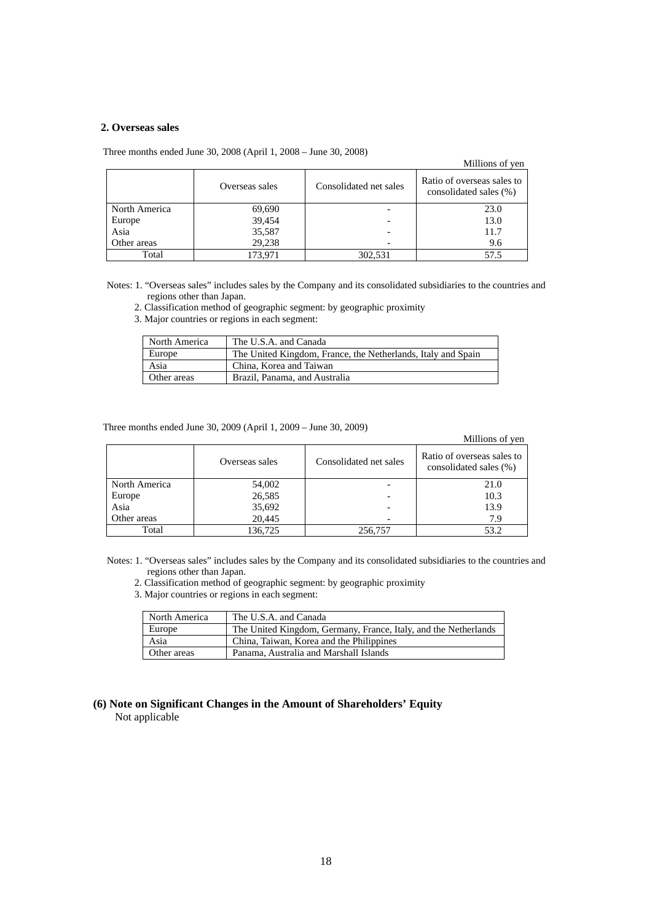### 2. Overseas sales

Three months ended June 30, 2008 (April 1, 2008 – June 30, 2008)

Millions of yen

| | Overseas sales | Consolidated net sales | Ratio of overseas sales to consolidated sales (%) |
|---|---|---|---|
| North America | 69,690 | - | 23.0 |
| Europe | 39,454 | - | 13.0 |
| Asia | 35,587 | - | 11.7 |
| Other areas | 29,238 | - | 9.6 |
| Total | 173,971 | 302,531 | 57.5 |

Notes: 1. "Overseas sales" includes sales by the Company and its consolidated subsidiaries to the countries and regions other than Japan.

2. Classification method of geographic segment: by geographic proximity

3. Major countries or regions in each segment:

| North America | The U.S.A. and Canada |
|---|---|
| Europe | The United Kingdom, France, the Netherlands, Italy and Spain |
| Asia | China, Korea and Taiwan |
| Other areas | Brazil, Panama, and Australia |

Three months ended June 30, 2009 (April 1, 2009 – June 30, 2009)

Millions of yen

| | Overseas sales | Consolidated net sales | Ratio of overseas sales to consolidated sales (%) |
|---|---|---|---|
| North America | 54,002 | - | 21.0 |
| Europe | 26,585 | - | 10.3 |
| Asia | 35,692 | - | 13.9 |
| Other areas | 20,445 | - | 7.9 |
| Total | 136,725 | 256,757 | 53.2 |

Notes: 1. "Overseas sales" includes sales by the Company and its consolidated subsidiaries to the countries and regions other than Japan.

2. Classification method of geographic segment: by geographic proximity

3. Major countries or regions in each segment:

| North America | The U.S.A. and Canada |
|---|---|
| Europe | The United Kingdom, Germany, France, Italy, and the Netherlands |
| Asia | China, Taiwan, Korea and the Philippines |
| Other areas | Panama, Australia and Marshall Islands |

### (6) Note on Significant Changes in the Amount of Shareholders' Equity

Not applicable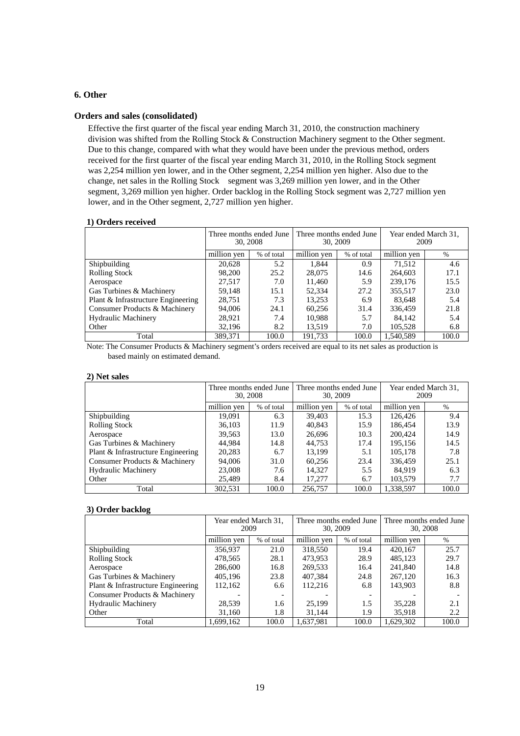## 6. Other

### Orders and sales (consolidated)

Effective the first quarter of the fiscal year ending March 31, 2010, the construction machinery division was shifted from the Rolling Stock & Construction Machinery segment to the Other segment. Due to this change, compared with what they would have been under the previous method, orders received for the first quarter of the fiscal year ending March 31, 2010, in the Rolling Stock segment was 2,254 million yen lower, and in the Other segment, 2,254 million yen higher. Also due to the change, net sales in the Rolling Stock segment was 3,269 million yen lower, and in the Other segment, 3,269 million yen higher. Order backlog in the Rolling Stock segment was 2,727 million yen lower, and in the Other segment, 2,727 million yen higher.

#### 1) Orders received

| | Three months ended June 30, 2008 | | Three months ended June 30, 2009 | | Year ended March 31, 2009 | |
|---|---|---|---|---|---|---|
| | million yen | % of total | million yen | % of total | million yen | % |
| Shipbuilding | 20,628 | 5.2 | 1,844 | 0.9 | 71,512 | 4.6 |
| Rolling Stock | 98,200 | 25.2 | 28,075 | 14.6 | 264,603 | 17.1 |
| Aerospace | 27,517 | 7.0 | 11,460 | 5.9 | 239,176 | 15.5 |
| Gas Turbines & Machinery | 59,148 | 15.1 | 52,334 | 27.2 | 355,517 | 23.0 |
| Plant & Infrastructure Engineering | 28,751 | 7.3 | 13,253 | 6.9 | 83,648 | 5.4 |
| Consumer Products & Machinery | 94,006 | 24.1 | 60,256 | 31.4 | 336,459 | 21.8 |
| Hydraulic Machinery | 28,921 | 7.4 | 10,988 | 5.7 | 84,142 | 5.4 |
| Other | 32,196 | 8.2 | 13,519 | 7.0 | 105,528 | 6.8 |
| Total | 389,371 | 100.0 | 191,733 | 100.0 | 1,540,589 | 100.0 |

Note: The Consumer Products & Machinery segment's orders received are equal to its net sales as production is based mainly on estimated demand.

#### 2) Net sales

| | Three months ended June 30, 2008 | | Three months ended June 30, 2009 | | Year ended March 31, 2009 | |
|---|---|---|---|---|---|---|
| | million yen | % of total | million yen | % of total | million yen | % |
| Shipbuilding | 19,091 | 6.3 | 39,403 | 15.3 | 126,426 | 9.4 |
| Rolling Stock | 36,103 | 11.9 | 40,843 | 15.9 | 186,454 | 13.9 |
| Aerospace | 39,563 | 13.0 | 26,696 | 10.3 | 200,424 | 14.9 |
| Gas Turbines & Machinery | 44,984 | 14.8 | 44,753 | 17.4 | 195,156 | 14.5 |
| Plant & Infrastructure Engineering | 20,283 | 6.7 | 13,199 | 5.1 | 105,178 | 7.8 |
| Consumer Products & Machinery | 94,006 | 31.0 | 60,256 | 23.4 | 336,459 | 25.1 |
| Hydraulic Machinery | 23,008 | 7.6 | 14,327 | 5.5 | 84,919 | 6.3 |
| Other | 25,489 | 8.4 | 17,277 | 6.7 | 103,579 | 7.7 |
| Total | 302,531 | 100.0 | 256,757 | 100.0 | 1,338,597 | 100.0 |

#### 3) Order backlog

| | Year ended March 31, 2009 | | Three months ended June 30, 2009 | | Three months ended June 30, 2008 | |
|---|---|---|---|---|---|---|
| | million yen | % of total | million yen | % of total | million yen | % |
| Shipbuilding | 356,937 | 21.0 | 318,550 | 19.4 | 420,167 | 25.7 |
| Rolling Stock | 478,565 | 28.1 | 473,953 | 28.9 | 485,123 | 29.7 |
| Aerospace | 286,600 | 16.8 | 269,533 | 16.4 | 241,840 | 14.8 |
| Gas Turbines & Machinery | 405,196 | 23.8 | 407,384 | 24.8 | 267,120 | 16.3 |
| Plant & Infrastructure Engineering | 112,162 | 6.6 | 112,216 | 6.8 | 143,903 | 8.8 |
| Consumer Products & Machinery | - | - | - | - | - | - |
| Hydraulic Machinery | 28,539 | 1.6 | 25,199 | 1.5 | 35,228 | 2.1 |
| Other | 31,160 | 1.8 | 31,144 | 1.9 | 35,918 | 2.2 |
| Total | 1,699,162 | 100.0 | 1,637,981 | 100.0 | 1,629,302 | 100.0 |